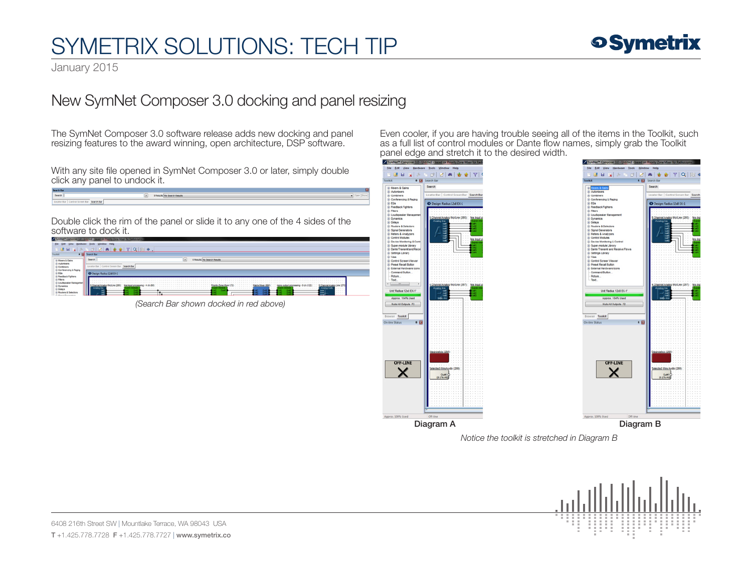# SYMETRIX SOLUTIONS: TECH TIP

January 2015

## New SymNet Composer 3.0 docking and panel resizing

The SymNet Composer 3.0 software release adds new docking and panel resizing features to the award winning, open architecture, DSP software.

With any site file opened in SymNet Composer 3.0 or later, simply double click any panel to undock it.

Double click the rim of the panel or slide it to any one of the 4 sides of the software to dock it.

*(Search Bar shown docked in red above)*

Even cooler, if you are having trouble seeing all of the items in the Toolkit, such as a full list of control modules or Dante flow names, simply grab the Toolkit panel edge and stretch it to the desired width.

Diagram A

Diagram B

*Notice the toolkit is stretched in Diagram B*

6408 216th Street SW | Mountlake Terrace, WA 98043 USA

**T** +1.425.778.7728 **F** +1.425.778.7727 | **www.symetrix.co**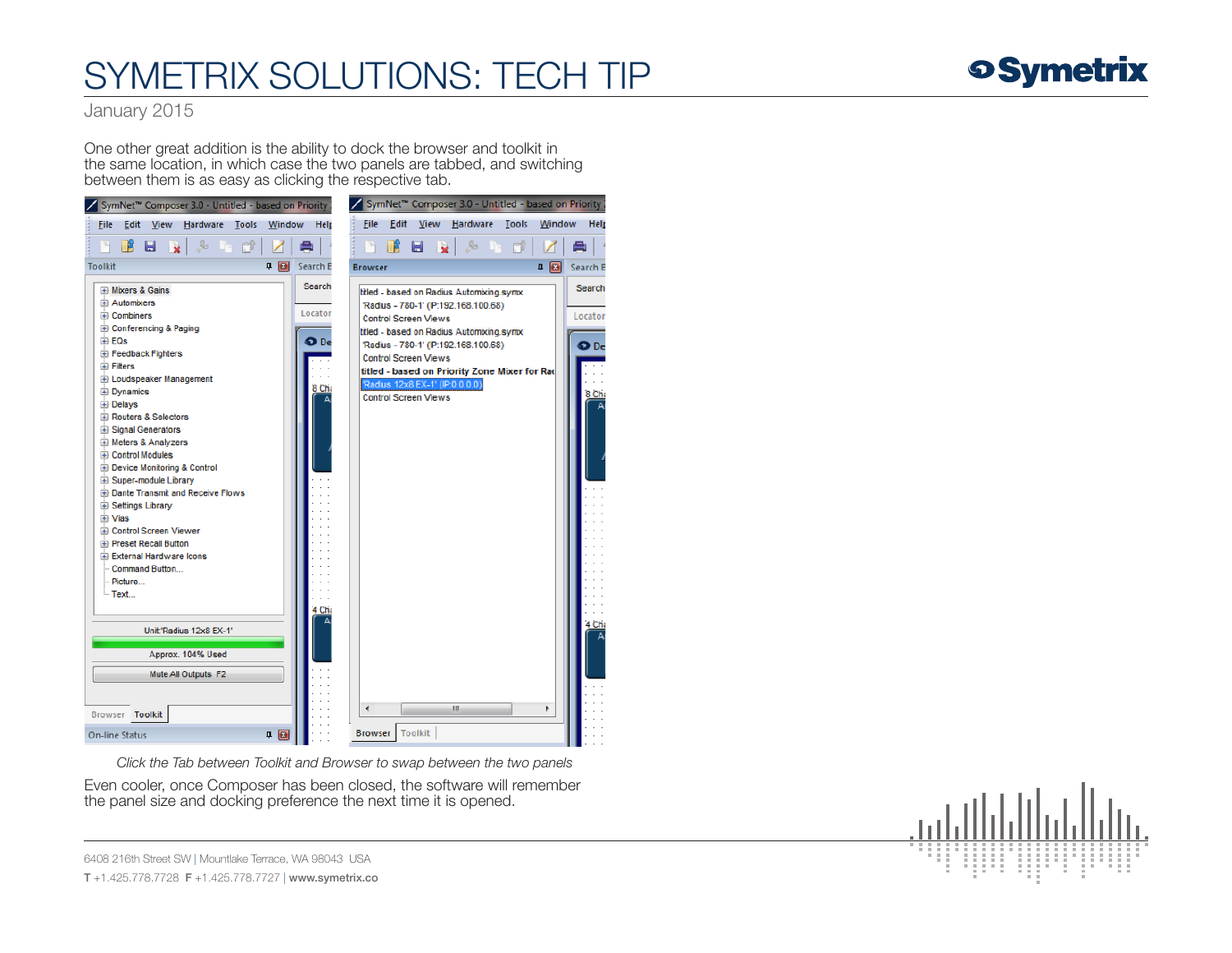One other great addition is the ability to dock the browser and toolkit in the same location, in which case the two panels are tabbed, and switching between them is as easy as clicking the respective tab.

*Click the Tab between Toolkit and Browser to swap between the two panels*

Even cooler, once Composer has been closed, the software will remember the panel size and docking preference the next time it is opened.